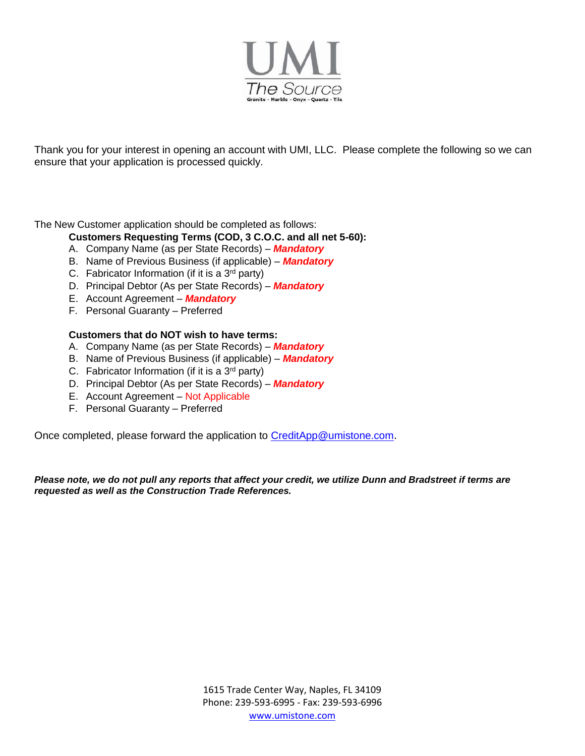# UMI

The Source

Granite - Marble - Onyx - Quartz - Tile

Thank you for your interest in opening an account with UMI, LLC. Please complete the following so we can ensure that your application is processed quickly.

The New Customer application should be completed as follows:

**Customers Requesting Terms (COD, 3 C.O.C. and all net 5-60):**

A. Company Name (as per State Records) – ***Mandatory***
B. Name of Previous Business (if applicable) – ***Mandatory***
C. Fabricator Information (if it is a 3rd party)
D. Principal Debtor (As per State Records) – ***Mandatory***
E. Account Agreement – ***Mandatory***
F. Personal Guaranty – Preferred

**Customers that do NOT wish to have terms:**

A. Company Name (as per State Records) – ***Mandatory***
B. Name of Previous Business (if applicable) – ***Mandatory***
C. Fabricator Information (if it is a 3rd party)
D. Principal Debtor (As per State Records) – ***Mandatory***
E. Account Agreement – Not Applicable
F. Personal Guaranty – Preferred

Once completed, please forward the application to CreditApp@umistone.com.

***Please note, we do not pull any reports that affect your credit, we utilize Dunn and Bradstreet if terms are requested as well as the Construction Trade References.***

1615 Trade Center Way, Naples, FL 34109
Phone: 239-593-6995 - Fax: 239-593-6996
www.umistone.com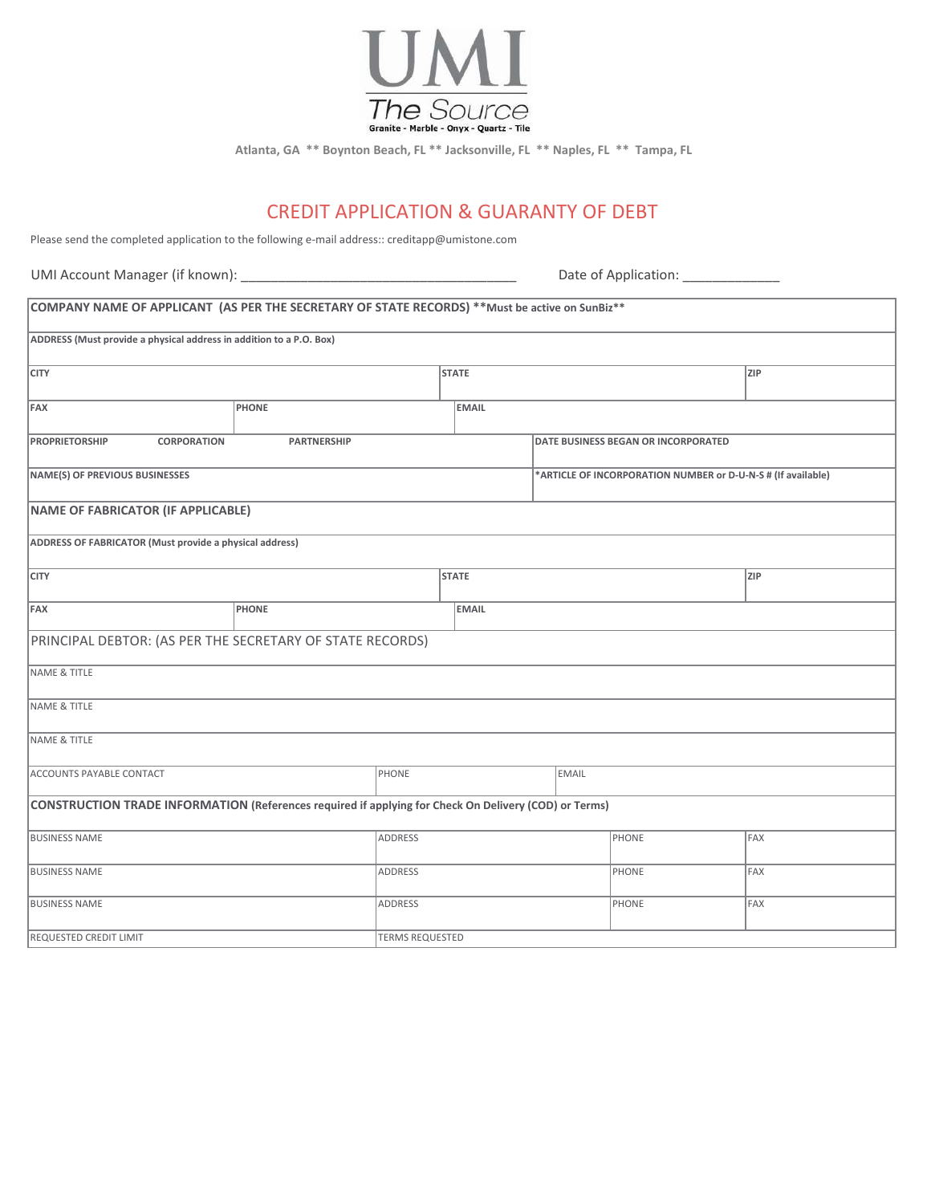UMI

The Source

Granite - Marble - Onyx - Quartz - Tile

Atlanta, GA ** Boynton Beach, FL ** Jacksonville, FL ** Naples, FL ** Tampa, FL

# CREDIT APPLICATION & GUARANTY OF DEBT

Please send the completed application to the following e-mail address:: creditapp@umistone.com

UMI Account Manager (if known): ____________________________________ Date of Application: _____________

| | | | | | |
|---|---|---|---|---|---|
| **COMPANY NAME OF APPLICANT (AS PER THE SECRETARY OF STATE RECORDS) **Must be active on SunBiz**** | | | | | |
| **ADDRESS (Must provide a physical address in addition to a P.O. Box)** | | | | | |
| **CITY** | | | **STATE** | | **ZIP** |
| **FAX** | **PHONE** | | **EMAIL** | | |
| **PROPRIETORSHIP** | **CORPORATION** | **PARTNERSHIP** | | **DATE BUSINESS BEGAN OR INCORPORATED** | |
| **NAME(S) OF PREVIOUS BUSINESSES** | | | | ***ARTICLE OF INCORPORATION NUMBER or D-U-N-S # (If available)** | |
| **NAME OF FABRICATOR (IF APPLICABLE)** | | | | | |
| **ADDRESS OF FABRICATOR (Must provide a physical address)** | | | | | |
| **CITY** | | | **STATE** | | **ZIP** |
| **FAX** | **PHONE** | | **EMAIL** | | |
| PRINCIPAL DEBTOR: (AS PER THE SECRETARY OF STATE RECORDS) | | | | | |
| NAME & TITLE | | | | | |
| NAME & TITLE | | | | | |
| NAME & TITLE | | | | | |
| ACCOUNTS PAYABLE CONTACT | | PHONE | | EMAIL | |
| **CONSTRUCTION TRADE INFORMATION (References required if applying for Check On Delivery (COD) or Terms)** | | | | | |
| BUSINESS NAME | | ADDRESS | | PHONE | FAX |
| BUSINESS NAME | | ADDRESS | | PHONE | FAX |
| BUSINESS NAME | | ADDRESS | | PHONE | FAX |
| REQUESTED CREDIT LIMIT | | TERMS REQUESTED | | | |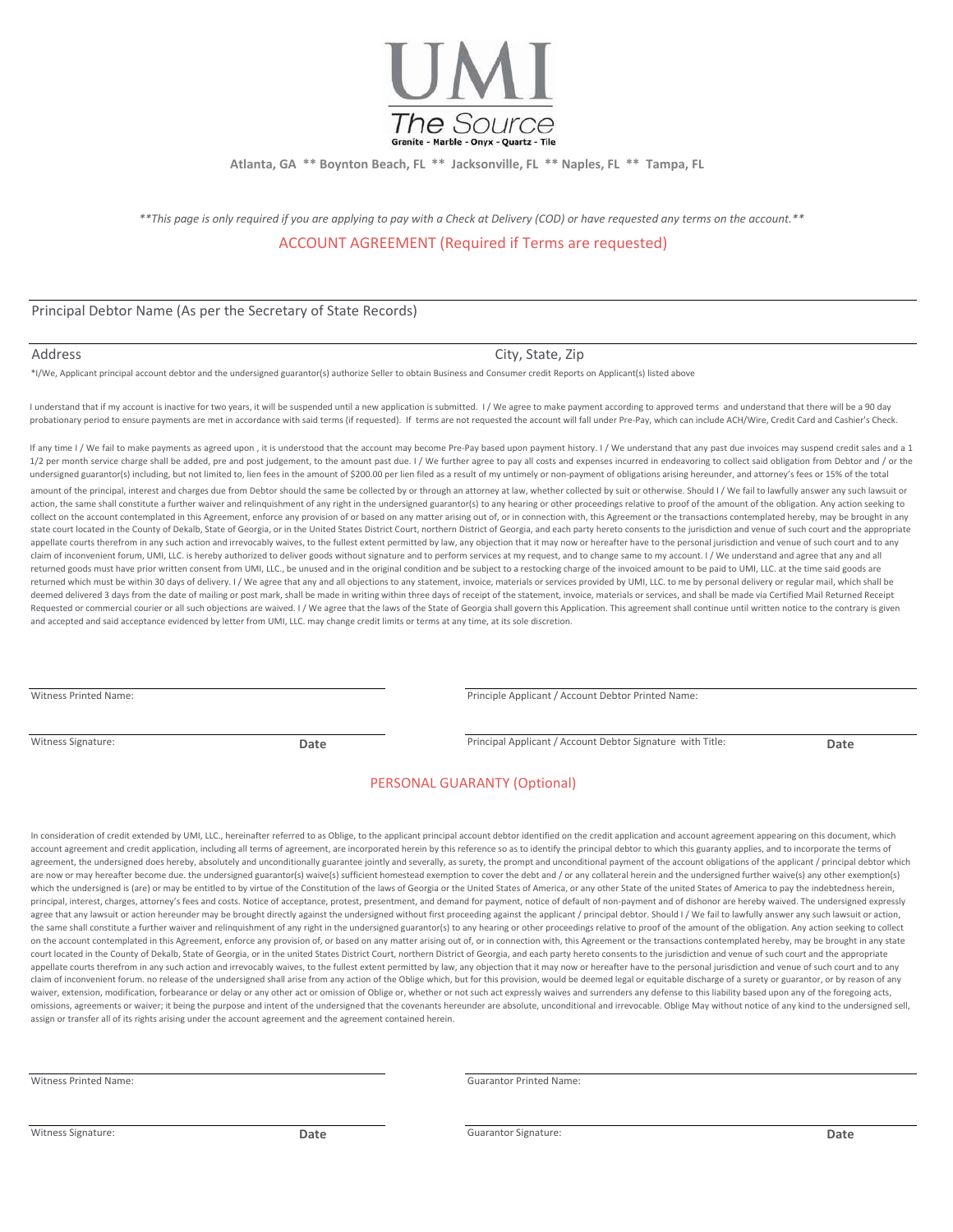# UMI

*The Source*

Granite - Marble - Onyx - Quartz - Tile

**Atlanta, GA ** Boynton Beach, FL ** Jacksonville, FL ** Naples, FL ** Tampa, FL**

*\*\*This page is only required if you are applying to pay with a Check at Delivery (COD) or have requested any terms on the account.\*\**

## ACCOUNT AGREEMENT (Required if Terms are requested)

Principal Debtor Name (As per the Secretary of State Records)

Address

City, State, Zip

*I/We, Applicant principal account debtor and the undersigned guarantor(s) authorize Seller to obtain Business and Consumer credit Reports on Applicant(s) listed above

I understand that if my account is inactive for two years, it will be suspended until a new application is submitted. I / We agree to make payment according to approved terms and understand that there will be a 90 day probationary period to ensure payments are met in accordance with said terms (if requested). If terms are not requested the account will fall under Pre-Pay, which can include ACH/Wire, Credit Card and Cashier's Check.

If any time I / We fail to make payments as agreed upon , it is understood that the account may become Pre-Pay based upon payment history. I / We understand that any past due invoices may suspend credit sales and a 1 1/2 per month service charge shall be added, pre and post judgement, to the amount past due. I / We further agree to pay all costs and expenses incurred in endeavoring to collect said obligation from Debtor and / or the undersigned guarantor(s) including, but not limited to, lien fees in the amount of $200.00 per lien filed as a result of my untimely or non-payment of obligations arising hereunder, and attorney's fees or 15% of the total amount of the principal, interest and charges due from Debtor should the same be collected by or through an attorney at law, whether collected by suit or otherwise. Should I / We fail to lawfully answer any such lawsuit or action, the same shall constitute a further waiver and relinquishment of any right in the undersigned guarantor(s) to any hearing or other proceedings relative to proof of the amount of the obligation. Any action seeking to collect on the account contemplated in this Agreement, enforce any provision of or based on any matter arising out of, or in connection with, this Agreement or the transactions contemplated hereby, may be brought in any state court located in the County of Dekalb, State of Georgia, or in the United States District Court, northern District of Georgia, and each party hereto consents to the jurisdiction and venue of such court and the appropriate appellate courts therefrom in any such action and irrevocably waives, to the fullest extent permitted by law, any objection that it may now or hereafter have to the personal jurisdiction and venue of such court and to any claim of inconvenient forum, UMI, LLC. is hereby authorized to deliver goods without signature and to perform services at my request, and to change same to my account. I / We understand and agree that any and all returned goods must have prior written consent from UMI, LLC., be unused and in the original condition and be subject to a restocking charge of the invoiced amount to be paid to UMI, LLC. at the time said goods are returned which must be within 30 days of delivery. I / We agree that any and all objections to any statement, invoice, materials or services provided by UMI, LLC. to me by personal delivery or regular mail, which shall be deemed delivered 3 days from the date of mailing or post mark, shall be made in writing within three days of receipt of the statement, invoice, materials or services, and shall be made via Certified Mail Returned Receipt Requested or commercial courier or all such objections are waived. I / We agree that the laws of the State of Georgia shall govern this Application. This agreement shall continue until written notice to the contrary is given and accepted and said acceptance evidenced by letter from UMI, LLC. may change credit limits or terms at any time, at its sole discretion.

Witness Printed Name:

Principle Applicant / Account Debtor Printed Name:

Witness Signature: **Date**

Principal Applicant / Account Debtor Signature with Title: **Date**

## PERSONAL GUARANTY (Optional)

In consideration of credit extended by UMI, LLC., hereinafter referred to as Oblige, to the applicant principal account debtor identified on the credit application and account agreement appearing on this document, which account agreement and credit application, including all terms of agreement, are incorporated herein by this reference so as to identify the principal debtor to which this guaranty applies, and to incorporate the terms of agreement, the undersigned does hereby, absolutely and unconditionally guarantee jointly and severally, as surety, the prompt and unconditional payment of the account obligations of the applicant / principal debtor which are now or may hereafter become due. the undersigned guarantor(s) waive(s) sufficient homestead exemption to cover the debt and / or any collateral herein and the undersigned further waive(s) any other exemption(s) which the undersigned is (are) or may be entitled to by virtue of the Constitution of the laws of Georgia or the United States of America, or any other State of the united States of America to pay the indebtedness herein, principal, interest, charges, attorney's fees and costs. Notice of acceptance, protest, presentment, and demand for payment, notice of default of non-payment and of dishonor are hereby waived. The undersigned expressly agree that any lawsuit or action hereunder may be brought directly against the undersigned without first proceeding against the applicant / principal debtor. Should I / We fail to lawfully answer any such lawsuit or action, the same shall constitute a further waiver and relinquishment of any right in the undersigned guarantor(s) to any hearing or other proceedings relative to proof of the amount of the obligation. Any action seeking to collect on the account contemplated in this Agreement, enforce any provision of, or based on any matter arising out of, or in connection with, this Agreement or the transactions contemplated hereby, may be brought in any state court located in the County of Dekalb, State of Georgia, or in the united States District Court, northern District of Georgia, and each party hereto consents to the jurisdiction and venue of such court and the appropriate appellate courts therefrom in any such action and irrevocably waives, to the fullest extent permitted by law, any objection that it may now or hereafter have to the personal jurisdiction and venue of such court and to any claim of inconvenient forum. no release of the undersigned shall arise from any action of the Oblige which, but for this provision, would be deemed legal or equitable discharge of a surety or guarantor, or by reason of any waiver, extension, modification, forbearance or delay or any other act or omission of Oblige or, whether or not such act expressly waives and surrenders any defense to this liability based upon any of the foregoing acts, omissions, agreements or waiver; it being the purpose and intent of the undersigned that the covenants hereunder are absolute, unconditional and irrevocable. Oblige May without notice of any kind to the undersigned sell, assign or transfer all of its rights arising under the account agreement and the agreement contained herein.

Witness Printed Name:

Guarantor Printed Name:

Witness Signature: **Date**

Guarantor Signature: **Date**